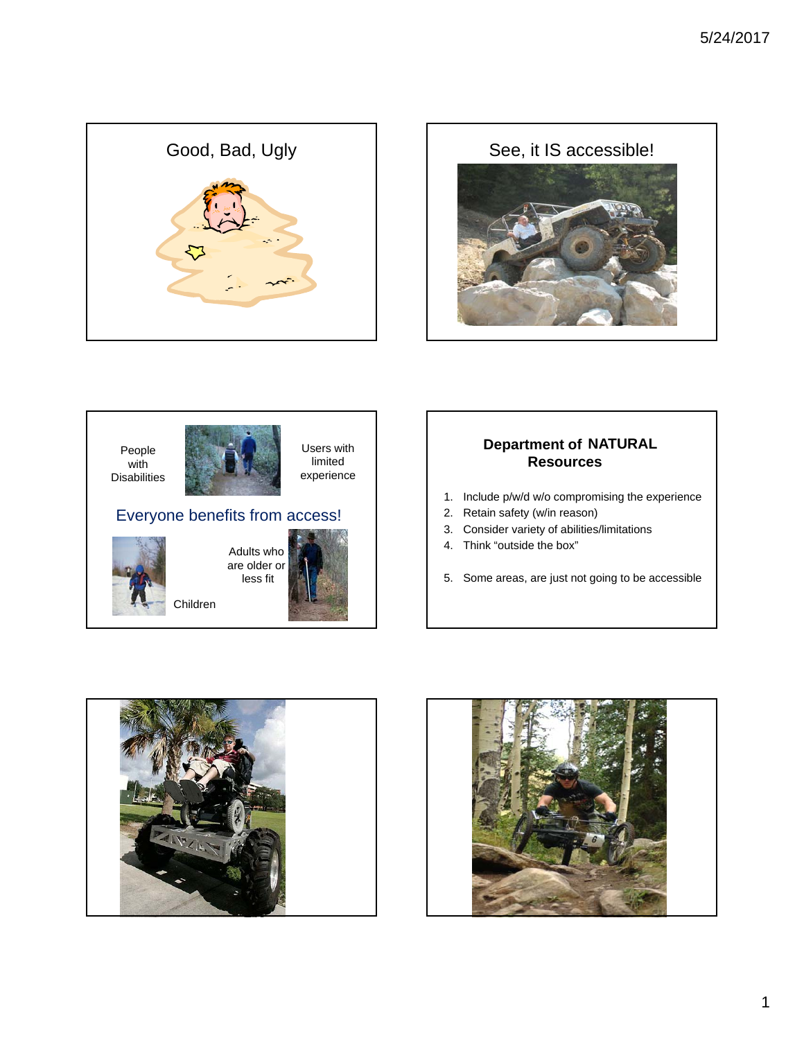## Good, Bad, Ugly

## See, it IS accessible!

People with Disabilities

Users with limited experience

Everyone benefits from access!

Adults who are older or less fit

Children

## Department of NATURAL Resources

1. Include p/w/d w/o compromising the experience
2. Retain safety (w/in reason)
3. Consider variety of abilities/limitations
4. Think “outside the box”

5. Some areas, are just not going to be accessible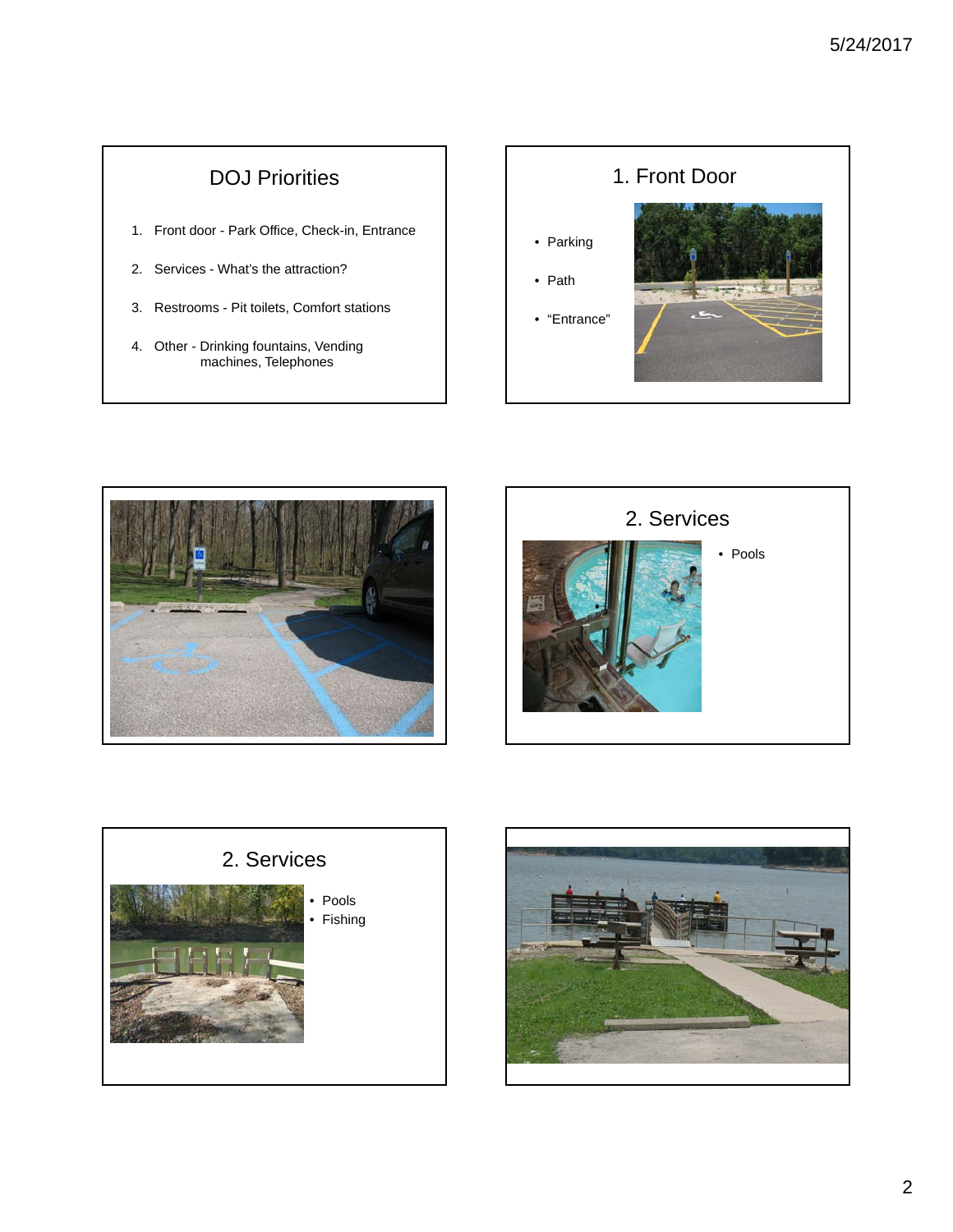## DOJ Priorities

1. Front door - Park Office, Check-in, Entrance
2. Services - What's the attraction?
3. Restrooms - Pit toilets, Comfort stations
4. Other - Drinking fountains, Vending machines, Telephones

## 1. Front Door

- Parking
- Path
- "Entrance"

## 2. Services

- Pools

## 2. Services

- Pools
- Fishing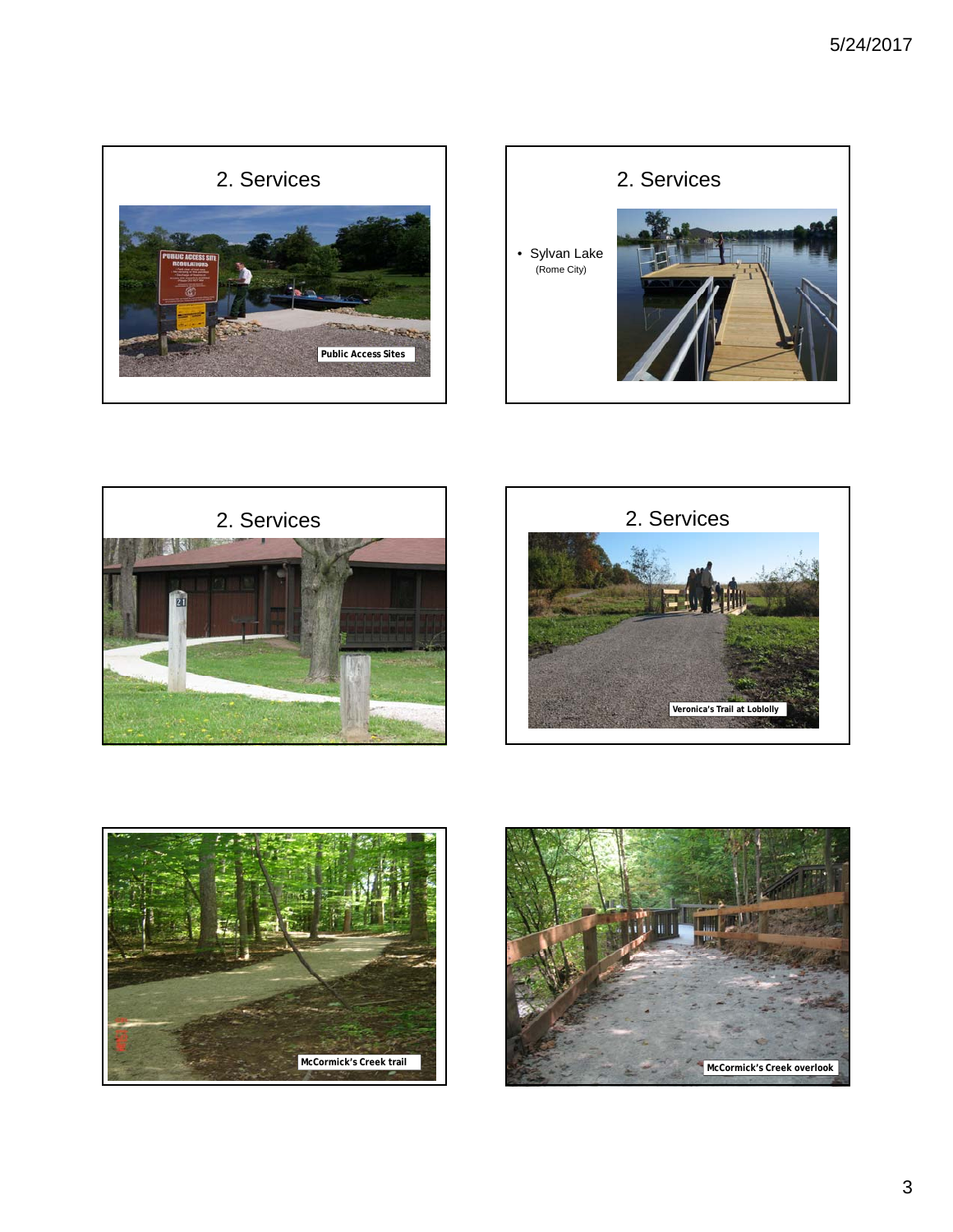## 2. Services

Public Access Sites

## 2. Services

- Sylvan Lake
  (Rome City)

## 2. Services

## 2. Services

Veronica's Trail at Loblolly

McCormick's Creek trail

McCormick's Creek overlook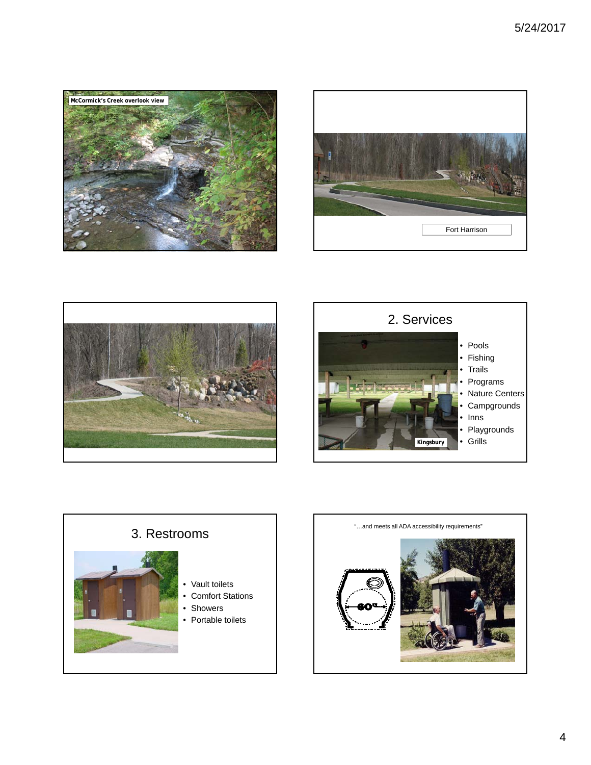McCormick's Creek overlook view

Fort Harrison

## 2. Services

Kingsbury

- Pools
- Fishing
- Trails
- Programs
- Nature Centers
- Campgrounds
- Inns
- Playgrounds
- Grills

## 3. Restrooms

- Vault toilets
- Comfort Stations
- Showers
- Portable toilets

"…and meets all ADA accessibility requirements"

60"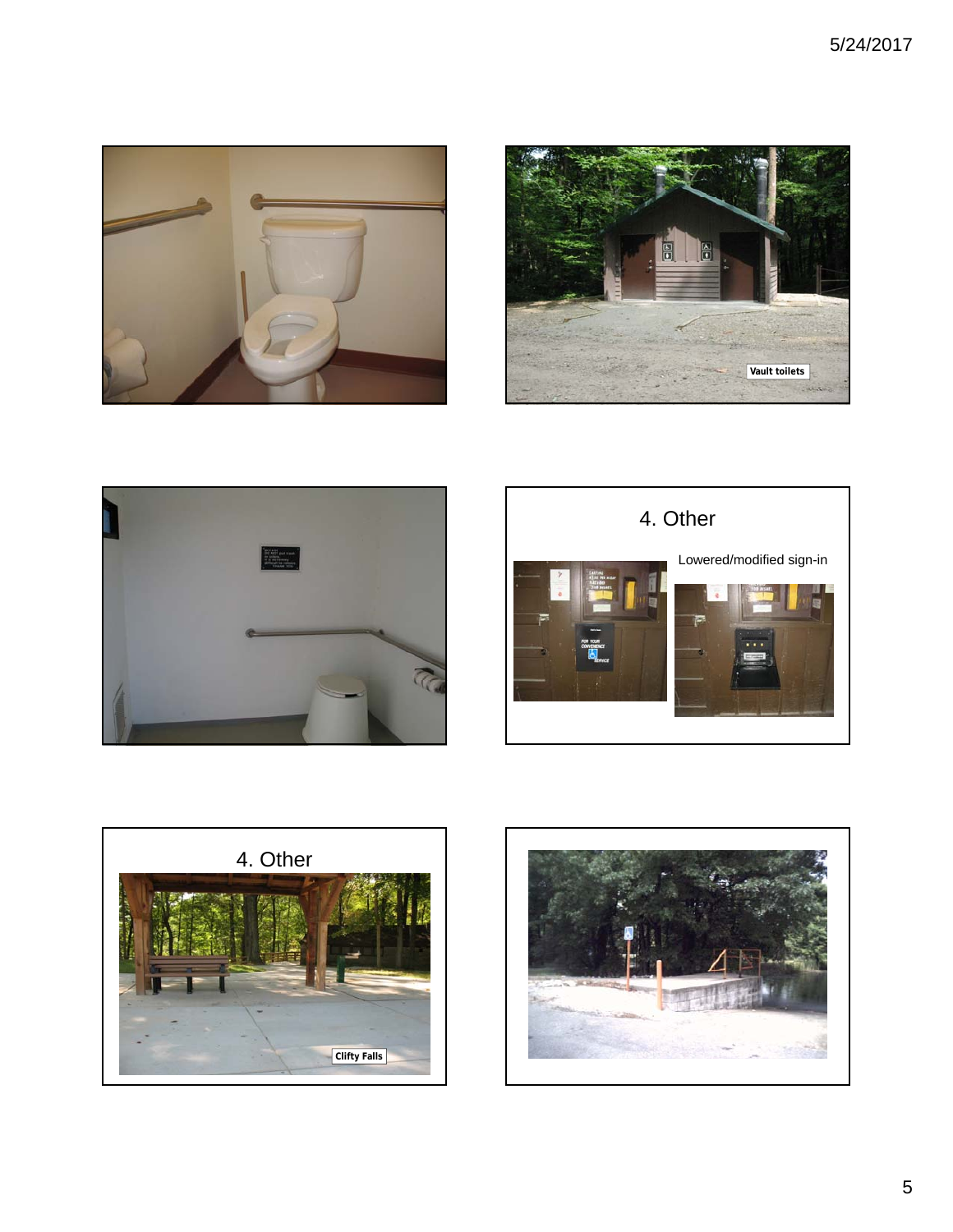Vault toilets

## 4. Other

Lowered/modified sign-in

## 4. Other

Clifty Falls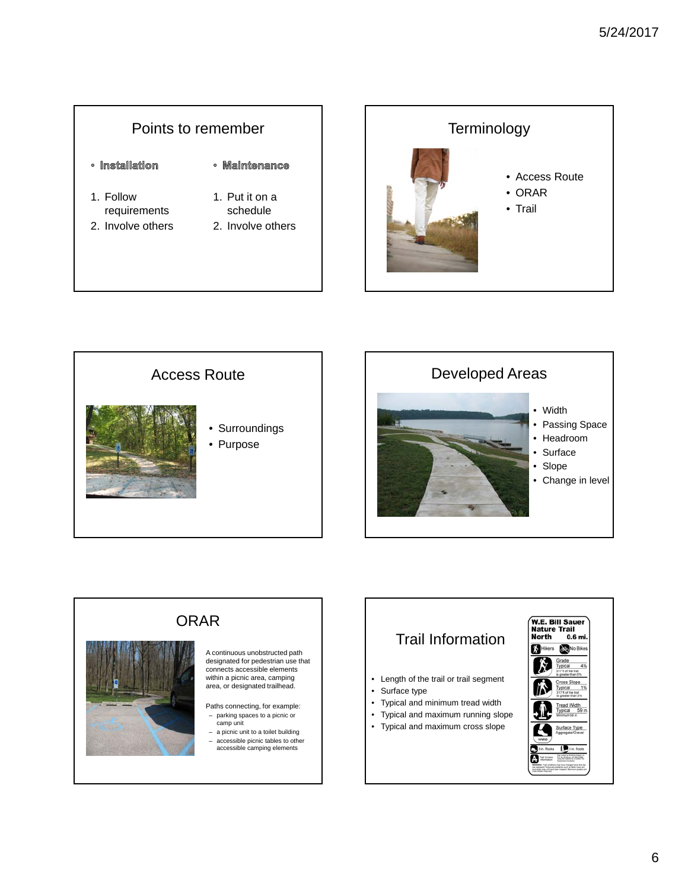## Points to remember

- **Installation**
  1. Follow requirements
  2. Involve others

- **Maintenance**
  1. Put it on a schedule
  2. Involve others

## Terminology

- Access Route
- ORAR
- Trail

## Access Route

- Surroundings
- Purpose

## Developed Areas

- Width
- Passing Space
- Headroom
- Surface
- Slope
- Change in level

## ORAR

A continuous unobstructed path designated for pedestrian use that connects accessible elements within a picnic area, camping area, or designated trailhead.

Paths connecting, for example:
- parking spaces to a picnic or camp unit
- a picnic unit to a toilet building
- accessible picnic tables to other accessible camping elements

## Trail Information

- Length of the trail or trail segment
- Surface type
- Typical and minimum tread width
- Typical and maximum running slope
- Typical and maximum cross slope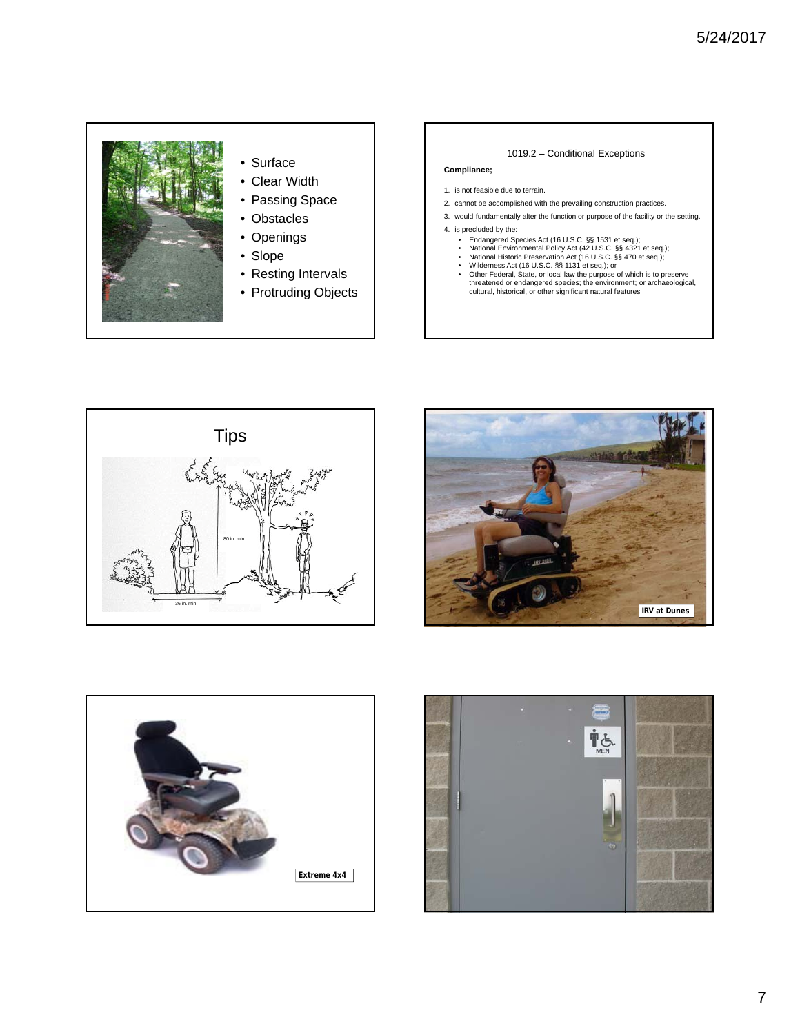- Surface
- Clear Width
- Passing Space
- Obstacles
- Openings
- Slope
- Resting Intervals
- Protruding Objects

1019.2 – Conditional Exceptions

**Compliance;**

1. is not feasible due to terrain.
2. cannot be accomplished with the prevailing construction practices.
3. would fundamentally alter the function or purpose of the facility or the setting.
4. is precluded by the:
   - Endangered Species Act (16 U.S.C. §§ 1531 et seq.);
   - National Environmental Policy Act (42 U.S.C. §§ 4321 et seq.);
   - National Historic Preservation Act (16 U.S.C. §§ 470 et seq.);
   - Wilderness Act (16 U.S.C. §§ 1131 et seq.); or
   - Other Federal, State, or local law the purpose of which is to preserve threatened or endangered species; the environment; or archaeological, cultural, historical, or other significant natural features

## Tips

80 in. min

36 in. min

IRV at Dunes

Extreme 4x4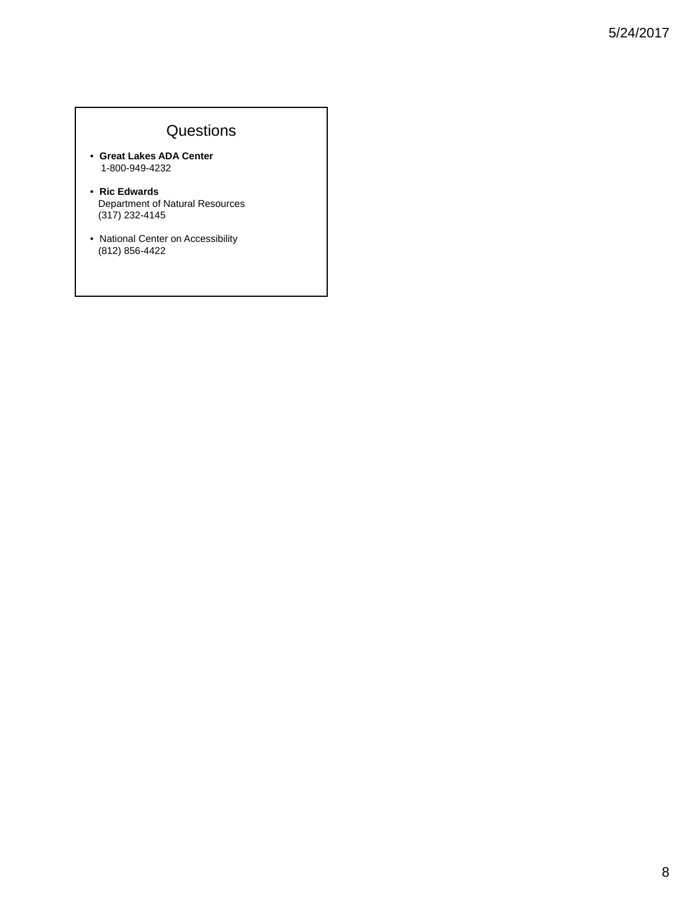## Questions

- **Great Lakes ADA Center**
  1-800-949-4232
- **Ric Edwards**
  Department of Natural Resources
  (317) 232-4145
- National Center on Accessibility
  (812) 856-4422